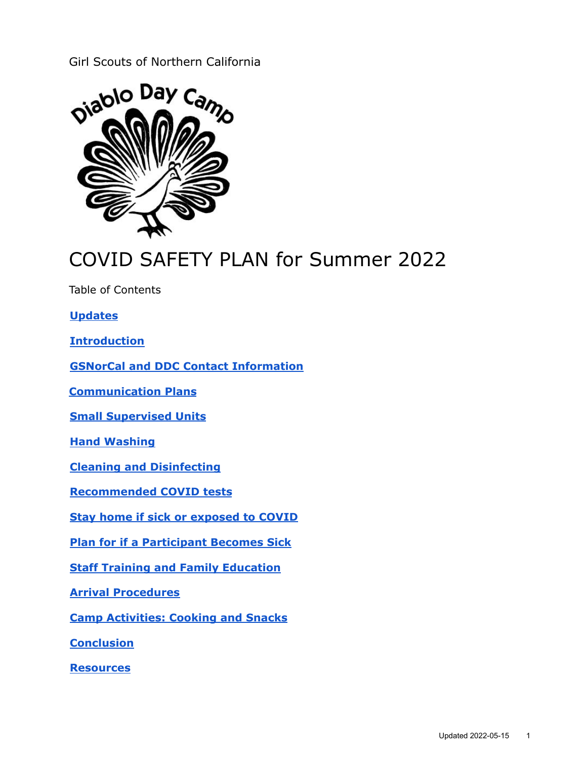Girl Scouts of Northern California

Diablo Day Camp

# COVID SAFETY PLAN for Summer 2022

Table of Contents

**Updates**

**Introduction**

**GSNorCal and DDC Contact Information**

**Communication Plans**

**Small Supervised Units**

**Hand Washing**

**Cleaning and Disinfecting**

**Recommended COVID tests**

**Stay home if sick or exposed to COVID**

**Plan for if a Participant Becomes Sick**

**Staff Training and Family Education**

**Arrival Procedures**

**Camp Activities: Cooking and Snacks**

**Conclusion**

**Resources**

Updated 2022-05-15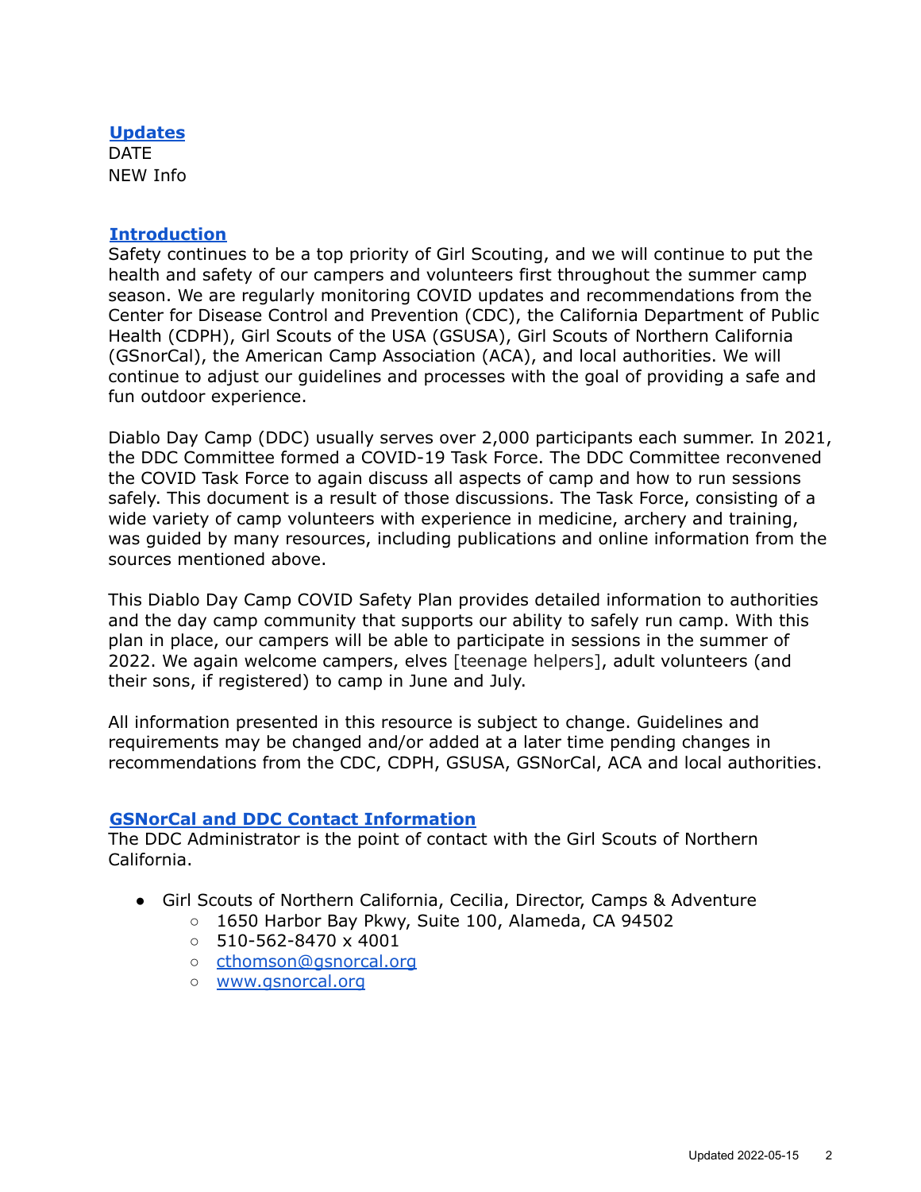## Updates

DATE
NEW Info

## Introduction

Safety continues to be a top priority of Girl Scouting, and we will continue to put the health and safety of our campers and volunteers first throughout the summer camp season. We are regularly monitoring COVID updates and recommendations from the Center for Disease Control and Prevention (CDC), the California Department of Public Health (CDPH), Girl Scouts of the USA (GSUSA), Girl Scouts of Northern California (GSnorCal), the American Camp Association (ACA), and local authorities. We will continue to adjust our guidelines and processes with the goal of providing a safe and fun outdoor experience.

Diablo Day Camp (DDC) usually serves over 2,000 participants each summer. In 2021, the DDC Committee formed a COVID-19 Task Force. The DDC Committee reconvened the COVID Task Force to again discuss all aspects of camp and how to run sessions safely. This document is a result of those discussions. The Task Force, consisting of a wide variety of camp volunteers with experience in medicine, archery and training, was guided by many resources, including publications and online information from the sources mentioned above.

This Diablo Day Camp COVID Safety Plan provides detailed information to authorities and the day camp community that supports our ability to safely run camp. With this plan in place, our campers will be able to participate in sessions in the summer of 2022. We again welcome campers, elves [teenage helpers], adult volunteers (and their sons, if registered) to camp in June and July.

All information presented in this resource is subject to change. Guidelines and requirements may be changed and/or added at a later time pending changes in recommendations from the CDC, CDPH, GSUSA, GSNorCal, ACA and local authorities.

## GSNorCal and DDC Contact Information

The DDC Administrator is the point of contact with the Girl Scouts of Northern California.

- Girl Scouts of Northern California, Cecilia, Director, Camps & Adventure
  - 1650 Harbor Bay Pkwy, Suite 100, Alameda, CA 94502
  - 510-562-8470 x 4001
  - cthomson@gsnorcal.org
  - www.gsnorcal.org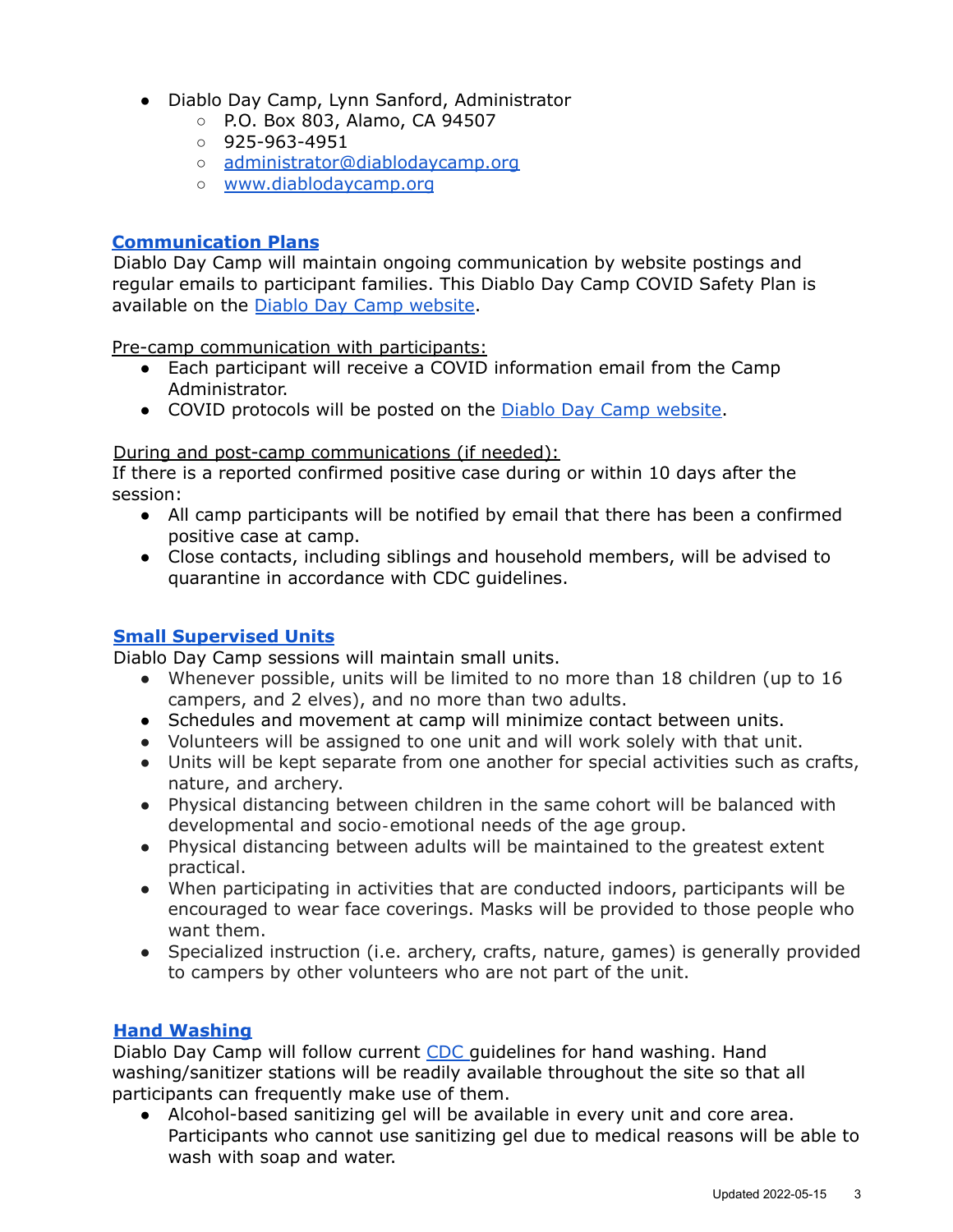- Diablo Day Camp, Lynn Sanford, Administrator
    - P.O. Box 803, Alamo, CA 94507
    - 925-963-4951
    - administrator@diablodaycamp.org
    - www.diablodaycamp.org

## Communication Plans

Diablo Day Camp will maintain ongoing communication by website postings and regular emails to participant families. This Diablo Day Camp COVID Safety Plan is available on the Diablo Day Camp website.

Pre-camp communication with participants:

- Each participant will receive a COVID information email from the Camp Administrator.
- COVID protocols will be posted on the Diablo Day Camp website.

During and post-camp communications (if needed):

If there is a reported confirmed positive case during or within 10 days after the session:

- All camp participants will be notified by email that there has been a confirmed positive case at camp.
- Close contacts, including siblings and household members, will be advised to quarantine in accordance with CDC guidelines.

## Small Supervised Units

Diablo Day Camp sessions will maintain small units.

- Whenever possible, units will be limited to no more than 18 children (up to 16 campers, and 2 elves), and no more than two adults.
- Schedules and movement at camp will minimize contact between units.
- Volunteers will be assigned to one unit and will work solely with that unit.
- Units will be kept separate from one another for special activities such as crafts, nature, and archery.
- Physical distancing between children in the same cohort will be balanced with developmental and socio-emotional needs of the age group.
- Physical distancing between adults will be maintained to the greatest extent practical.
- When participating in activities that are conducted indoors, participants will be encouraged to wear face coverings. Masks will be provided to those people who want them.
- Specialized instruction (i.e. archery, crafts, nature, games) is generally provided to campers by other volunteers who are not part of the unit.

## Hand Washing

Diablo Day Camp will follow current CDC guidelines for hand washing. Hand washing/sanitizer stations will be readily available throughout the site so that all participants can frequently make use of them.

- Alcohol-based sanitizing gel will be available in every unit and core area. Participants who cannot use sanitizing gel due to medical reasons will be able to wash with soap and water.

Updated 2022-05-15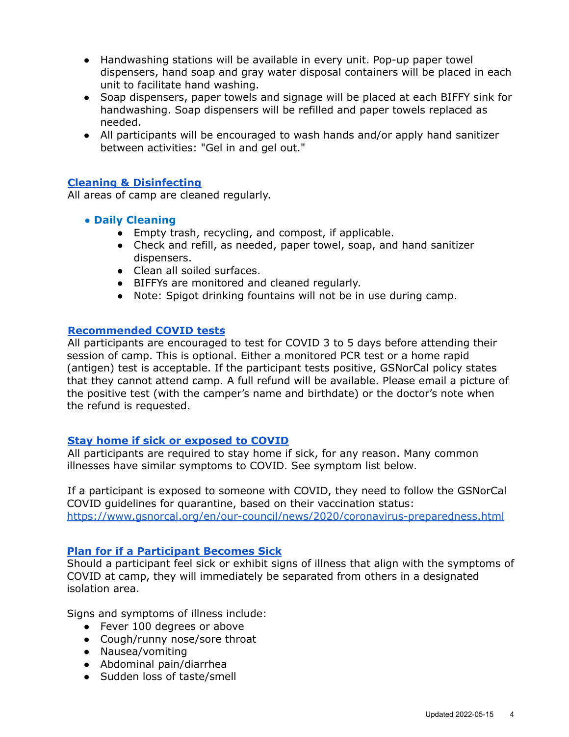- Handwashing stations will be available in every unit. Pop-up paper towel dispensers, hand soap and gray water disposal containers will be placed in each unit to facilitate hand washing.
- Soap dispensers, paper towels and signage will be placed at each BIFFY sink for handwashing. Soap dispensers will be refilled and paper towels replaced as needed.
- All participants will be encouraged to wash hands and/or apply hand sanitizer between activities: "Gel in and gel out."

## Cleaning & Disinfecting

All areas of camp are cleaned regularly.

- **Daily Cleaning**
  - Empty trash, recycling, and compost, if applicable.
  - Check and refill, as needed, paper towel, soap, and hand sanitizer dispensers.
  - Clean all soiled surfaces.
  - BIFFYs are monitored and cleaned regularly.
  - Note: Spigot drinking fountains will not be in use during camp.

## Recommended COVID tests

All participants are encouraged to test for COVID 3 to 5 days before attending their session of camp. This is optional. Either a monitored PCR test or a home rapid (antigen) test is acceptable. If the participant tests positive, GSNorCal policy states that they cannot attend camp. A full refund will be available. Please email a picture of the positive test (with the camper's name and birthdate) or the doctor's note when the refund is requested.

## Stay home if sick or exposed to COVID

All participants are required to stay home if sick, for any reason. Many common illnesses have similar symptoms to COVID. See symptom list below.

If a participant is exposed to someone with COVID, they need to follow the GSNorCal COVID guidelines for quarantine, based on their vaccination status: https://www.gsnorcal.org/en/our-council/news/2020/coronavirus-preparedness.html

## Plan for if a Participant Becomes Sick

Should a participant feel sick or exhibit signs of illness that align with the symptoms of COVID at camp, they will immediately be separated from others in a designated isolation area.

Signs and symptoms of illness include:

- Fever 100 degrees or above
- Cough/runny nose/sore throat
- Nausea/vomiting
- Abdominal pain/diarrhea
- Sudden loss of taste/smell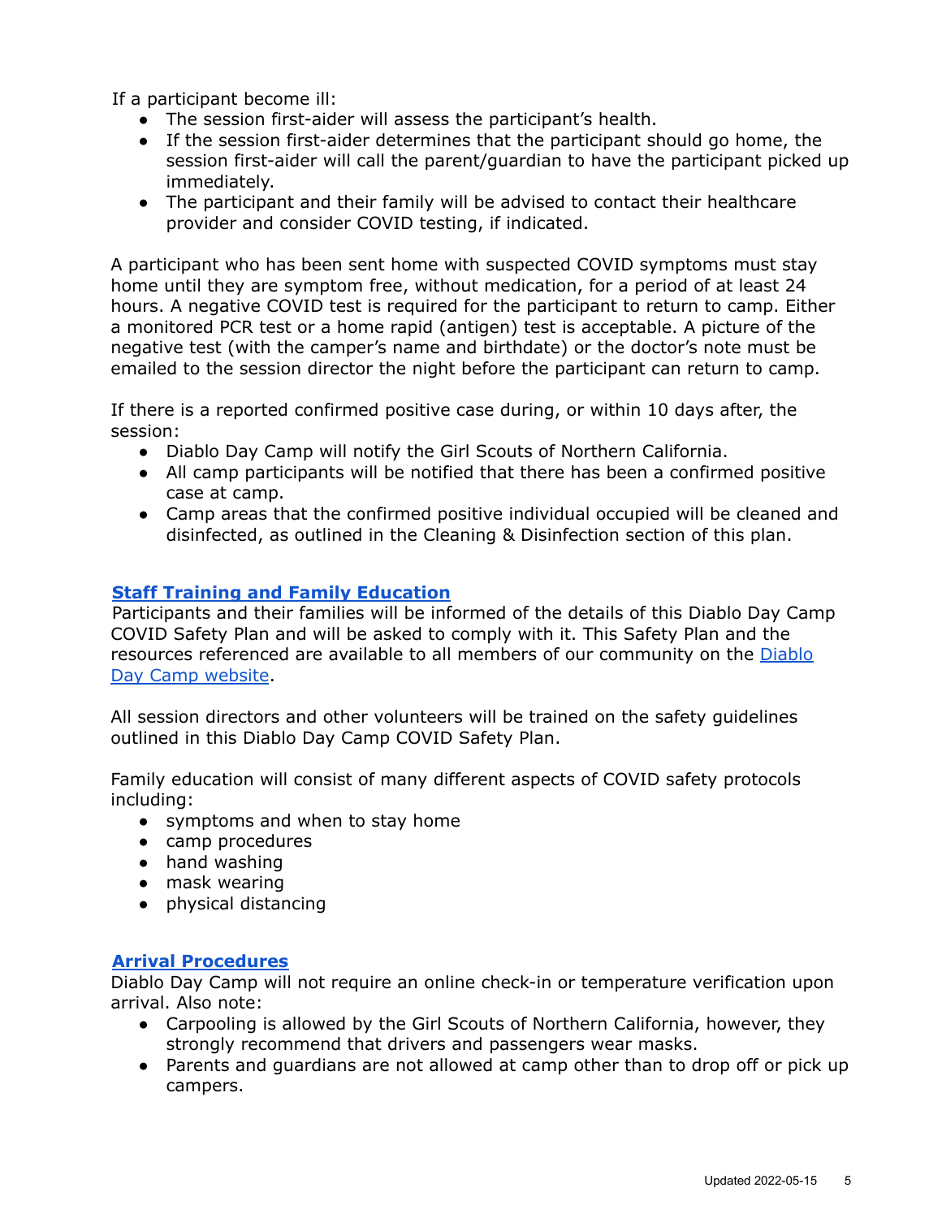If a participant become ill:

- The session first-aider will assess the participant's health.
- If the session first-aider determines that the participant should go home, the session first-aider will call the parent/guardian to have the participant picked up immediately.
- The participant and their family will be advised to contact their healthcare provider and consider COVID testing, if indicated.

A participant who has been sent home with suspected COVID symptoms must stay home until they are symptom free, without medication, for a period of at least 24 hours. A negative COVID test is required for the participant to return to camp. Either a monitored PCR test or a home rapid (antigen) test is acceptable. A picture of the negative test (with the camper's name and birthdate) or the doctor's note must be emailed to the session director the night before the participant can return to camp.

If there is a reported confirmed positive case during, or within 10 days after, the session:

- Diablo Day Camp will notify the Girl Scouts of Northern California.
- All camp participants will be notified that there has been a confirmed positive case at camp.
- Camp areas that the confirmed positive individual occupied will be cleaned and disinfected, as outlined in the Cleaning & Disinfection section of this plan.

## Staff Training and Family Education

Participants and their families will be informed of the details of this Diablo Day Camp COVID Safety Plan and will be asked to comply with it. This Safety Plan and the resources referenced are available to all members of our community on the Diablo Day Camp website.

All session directors and other volunteers will be trained on the safety guidelines outlined in this Diablo Day Camp COVID Safety Plan.

Family education will consist of many different aspects of COVID safety protocols including:

- symptoms and when to stay home
- camp procedures
- hand washing
- mask wearing
- physical distancing

## Arrival Procedures

Diablo Day Camp will not require an online check-in or temperature verification upon arrival. Also note:

- Carpooling is allowed by the Girl Scouts of Northern California, however, they strongly recommend that drivers and passengers wear masks.
- Parents and guardians are not allowed at camp other than to drop off or pick up campers.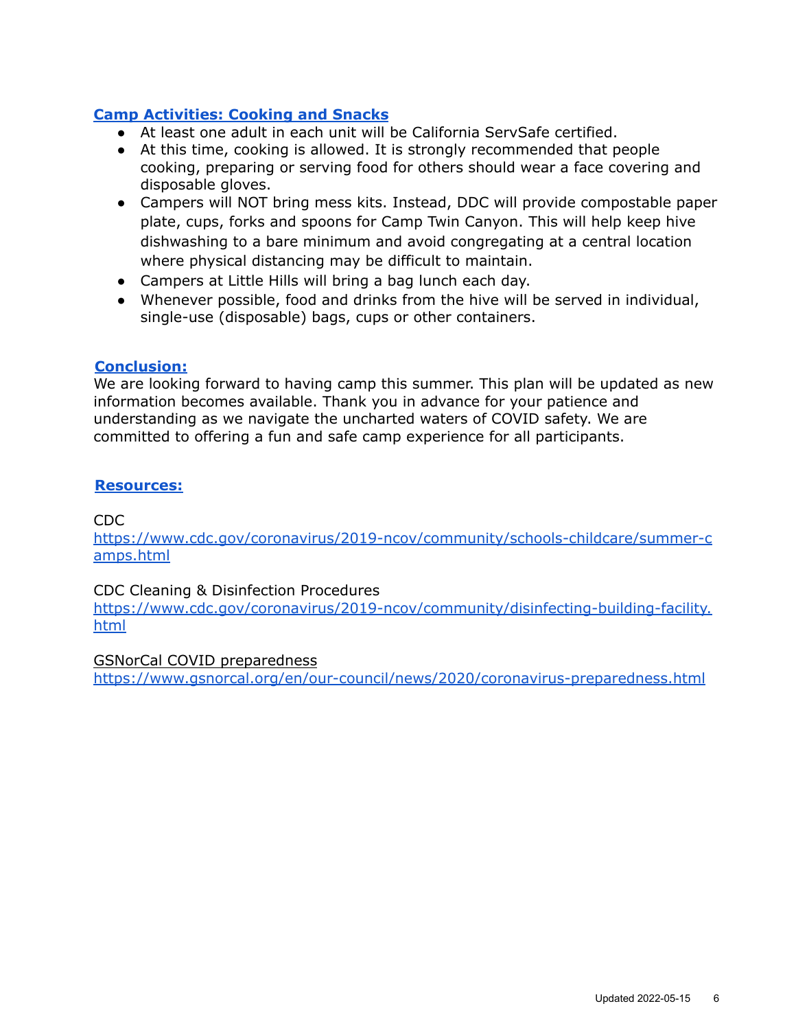## Camp Activities: Cooking and Snacks

- At least one adult in each unit will be California ServSafe certified.
- At this time, cooking is allowed. It is strongly recommended that people cooking, preparing or serving food for others should wear a face covering and disposable gloves.
- Campers will NOT bring mess kits. Instead, DDC will provide compostable paper plate, cups, forks and spoons for Camp Twin Canyon. This will help keep hive dishwashing to a bare minimum and avoid congregating at a central location where physical distancing may be difficult to maintain.
- Campers at Little Hills will bring a bag lunch each day.
- Whenever possible, food and drinks from the hive will be served in individual, single-use (disposable) bags, cups or other containers.

## Conclusion:

We are looking forward to having camp this summer. This plan will be updated as new information becomes available. Thank you in advance for your patience and understanding as we navigate the uncharted waters of COVID safety. We are committed to offering a fun and safe camp experience for all participants.

## Resources:

CDC
https://www.cdc.gov/coronavirus/2019-ncov/community/schools-childcare/summer-camps.html

CDC Cleaning & Disinfection Procedures
https://www.cdc.gov/coronavirus/2019-ncov/community/disinfecting-building-facility.html

GSNorCal COVID preparedness
https://www.gsnorcal.org/en/our-council/news/2020/coronavirus-preparedness.html

Updated 2022-05-15